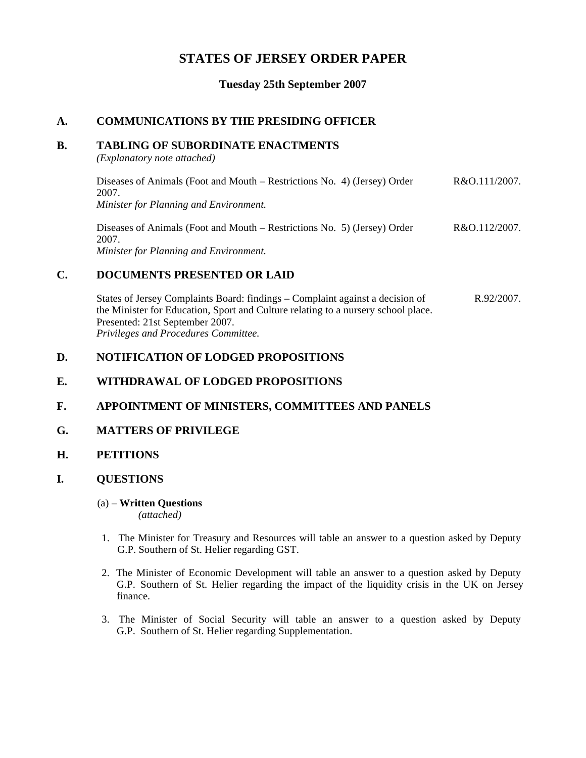# STATES OF JERSEY ORDER PAPER

**Tuesday 25th September 2007**

## A. COMMUNICATIONS BY THE PRESIDING OFFICER

## B. TABLING OF SUBORDINATE ENACTMENTS

*(Explanatory note attached)*

Diseases of Animals (Foot and Mouth – Restrictions No. 4) (Jersey) Order 2007. — R&O.111/2007.
*Minister for Planning and Environment.*

Diseases of Animals (Foot and Mouth – Restrictions No. 5) (Jersey) Order 2007. — R&O.112/2007.
*Minister for Planning and Environment.*

## C. DOCUMENTS PRESENTED OR LAID

States of Jersey Complaints Board: findings – Complaint against a decision of the Minister for Education, Sport and Culture relating to a nursery school place. — R.92/2007.
Presented: 21st September 2007.
*Privileges and Procedures Committee.*

## D. NOTIFICATION OF LODGED PROPOSITIONS

## E. WITHDRAWAL OF LODGED PROPOSITIONS

## F. APPOINTMENT OF MINISTERS, COMMITTEES AND PANELS

## G. MATTERS OF PRIVILEGE

## H. PETITIONS

## I. QUESTIONS

(a) – **Written Questions**
*(attached)*

1. The Minister for Treasury and Resources will table an answer to a question asked by Deputy G.P. Southern of St. Helier regarding GST.

2. The Minister of Economic Development will table an answer to a question asked by Deputy G.P. Southern of St. Helier regarding the impact of the liquidity crisis in the UK on Jersey finance.

3. The Minister of Social Security will table an answer to a question asked by Deputy G.P. Southern of St. Helier regarding Supplementation.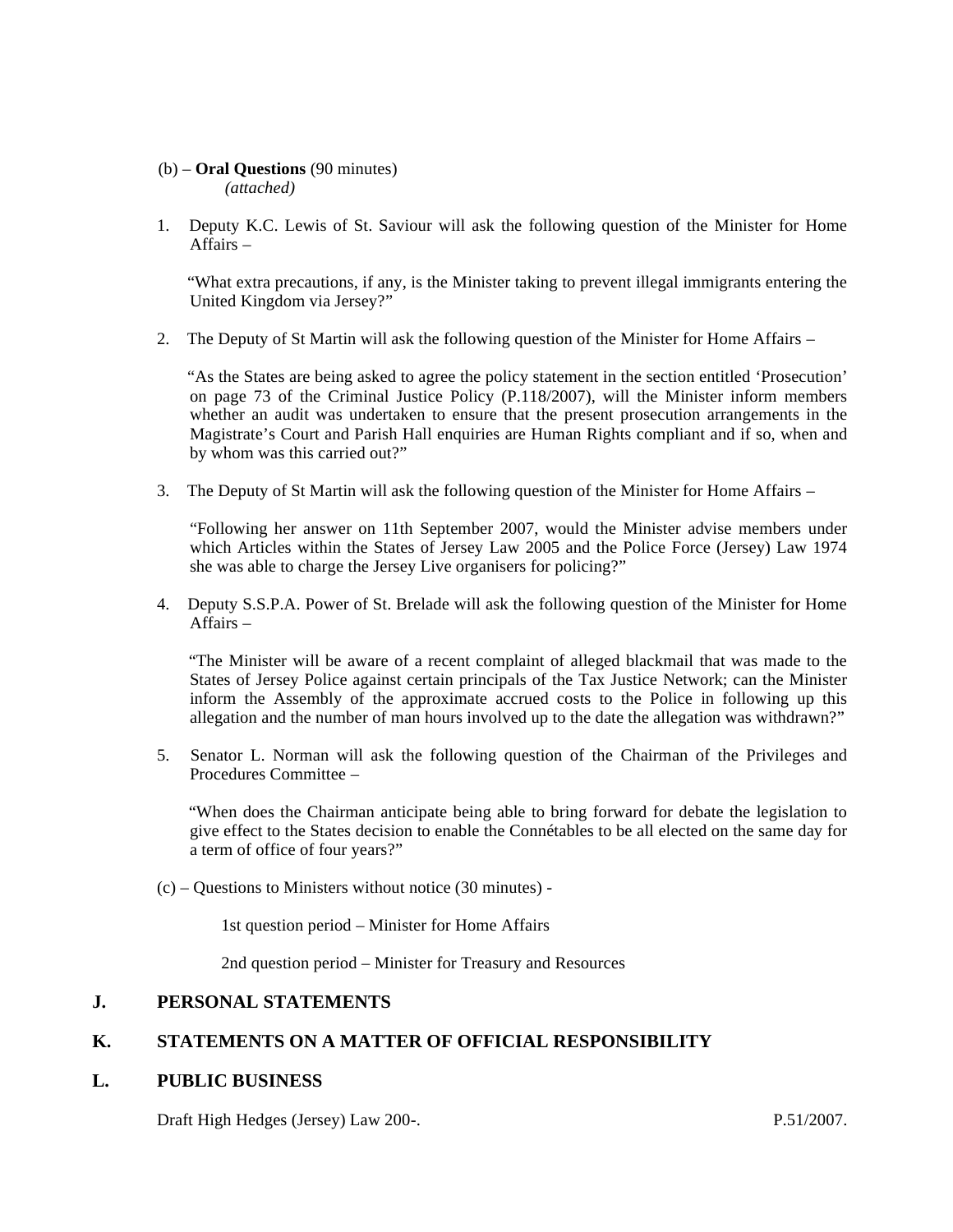(b) – **Oral Questions** (90 minutes)
*(attached)*

1. Deputy K.C. Lewis of St. Saviour will ask the following question of the Minister for Home Affairs –

   "What extra precautions, if any, is the Minister taking to prevent illegal immigrants entering the United Kingdom via Jersey?"

2. The Deputy of St Martin will ask the following question of the Minister for Home Affairs –

   "As the States are being asked to agree the policy statement in the section entitled 'Prosecution' on page 73 of the Criminal Justice Policy (P.118/2007), will the Minister inform members whether an audit was undertaken to ensure that the present prosecution arrangements in the Magistrate's Court and Parish Hall enquiries are Human Rights compliant and if so, when and by whom was this carried out?"

3. The Deputy of St Martin will ask the following question of the Minister for Home Affairs –

   "Following her answer on 11th September 2007, would the Minister advise members under which Articles within the States of Jersey Law 2005 and the Police Force (Jersey) Law 1974 she was able to charge the Jersey Live organisers for policing?"

4. Deputy S.S.P.A. Power of St. Brelade will ask the following question of the Minister for Home Affairs –

   "The Minister will be aware of a recent complaint of alleged blackmail that was made to the States of Jersey Police against certain principals of the Tax Justice Network; can the Minister inform the Assembly of the approximate accrued costs to the Police in following up this allegation and the number of man hours involved up to the date the allegation was withdrawn?"

5. Senator L. Norman will ask the following question of the Chairman of the Privileges and Procedures Committee –

   "When does the Chairman anticipate being able to bring forward for debate the legislation to give effect to the States decision to enable the Connétables to be all elected on the same day for a term of office of four years?"

(c) – Questions to Ministers without notice (30 minutes) -

1st question period – Minister for Home Affairs

2nd question period – Minister for Treasury and Resources

## J. PERSONAL STATEMENTS

## K. STATEMENTS ON A MATTER OF OFFICIAL RESPONSIBILITY

## L. PUBLIC BUSINESS

Draft High Hedges (Jersey) Law 200-. P.51/2007.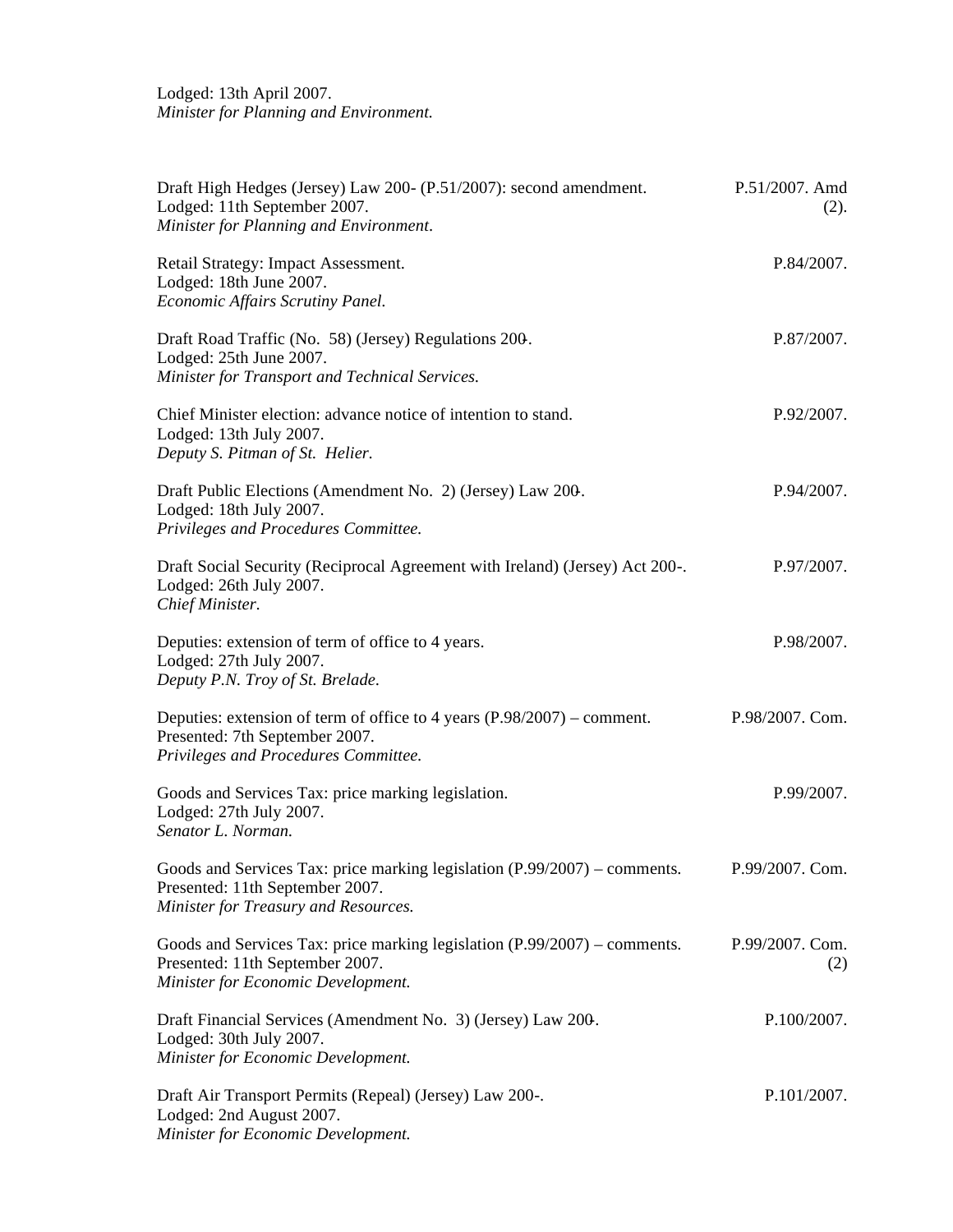Lodged: 13th April 2007.
*Minister for Planning and Environment.*

| | |
|---|---|
| Draft High Hedges (Jersey) Law 200- (P.51/2007): second amendment.<br>Lodged: 11th September 2007.<br>*Minister for Planning and Environment.* | P.51/2007. Amd (2). |
| Retail Strategy: Impact Assessment.<br>Lodged: 18th June 2007.<br>*Economic Affairs Scrutiny Panel.* | P.84/2007. |
| Draft Road Traffic (No. 58) (Jersey) Regulations 200-.<br>Lodged: 25th June 2007.<br>*Minister for Transport and Technical Services.* | P.87/2007. |
| Chief Minister election: advance notice of intention to stand.<br>Lodged: 13th July 2007.<br>*Deputy S. Pitman of St. Helier.* | P.92/2007. |
| Draft Public Elections (Amendment No. 2) (Jersey) Law 200-.<br>Lodged: 18th July 2007.<br>*Privileges and Procedures Committee.* | P.94/2007. |
| Draft Social Security (Reciprocal Agreement with Ireland) (Jersey) Act 200-.<br>Lodged: 26th July 2007.<br>*Chief Minister.* | P.97/2007. |
| Deputies: extension of term of office to 4 years.<br>Lodged: 27th July 2007.<br>*Deputy P.N. Troy of St. Brelade.* | P.98/2007. |
| Deputies: extension of term of office to 4 years (P.98/2007) – comment.<br>Presented: 7th September 2007.<br>*Privileges and Procedures Committee.* | P.98/2007. Com. |
| Goods and Services Tax: price marking legislation.<br>Lodged: 27th July 2007.<br>*Senator L. Norman.* | P.99/2007. |
| Goods and Services Tax: price marking legislation (P.99/2007) – comments.<br>Presented: 11th September 2007.<br>*Minister for Treasury and Resources.* | P.99/2007. Com. |
| Goods and Services Tax: price marking legislation (P.99/2007) – comments.<br>Presented: 11th September 2007.<br>*Minister for Economic Development.* | P.99/2007. Com. (2) |
| Draft Financial Services (Amendment No. 3) (Jersey) Law 200-.<br>Lodged: 30th July 2007.<br>*Minister for Economic Development.* | P.100/2007. |
| Draft Air Transport Permits (Repeal) (Jersey) Law 200-.<br>Lodged: 2nd August 2007.<br>*Minister for Economic Development.* | P.101/2007. |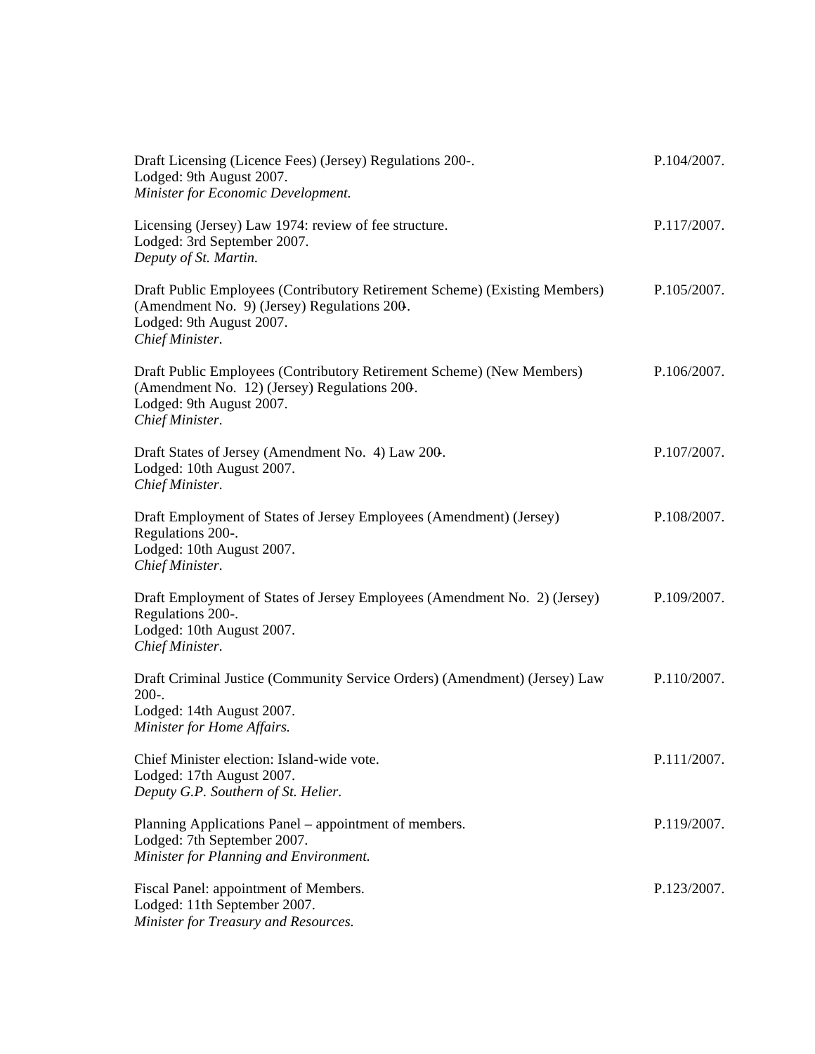Draft Licensing (Licence Fees) (Jersey) Regulations 200-. P.104/2007.
Lodged: 9th August 2007.
*Minister for Economic Development.*

Licensing (Jersey) Law 1974: review of fee structure. P.117/2007.
Lodged: 3rd September 2007.
*Deputy of St. Martin.*

Draft Public Employees (Contributory Retirement Scheme) (Existing Members) (Amendment No. 9) (Jersey) Regulations 200-. P.105/2007.
Lodged: 9th August 2007.
*Chief Minister.*

Draft Public Employees (Contributory Retirement Scheme) (New Members) (Amendment No. 12) (Jersey) Regulations 200-. P.106/2007.
Lodged: 9th August 2007.
*Chief Minister.*

Draft States of Jersey (Amendment No. 4) Law 200-. P.107/2007.
Lodged: 10th August 2007.
*Chief Minister.*

Draft Employment of States of Jersey Employees (Amendment) (Jersey) Regulations 200-. P.108/2007.
Lodged: 10th August 2007.
*Chief Minister.*

Draft Employment of States of Jersey Employees (Amendment No. 2) (Jersey) Regulations 200-. P.109/2007.
Lodged: 10th August 2007.
*Chief Minister.*

Draft Criminal Justice (Community Service Orders) (Amendment) (Jersey) Law 200-. P.110/2007.
Lodged: 14th August 2007.
*Minister for Home Affairs.*

Chief Minister election: Island-wide vote. P.111/2007.
Lodged: 17th August 2007.
*Deputy G.P. Southern of St. Helier.*

Planning Applications Panel – appointment of members. P.119/2007.
Lodged: 7th September 2007.
*Minister for Planning and Environment.*

Fiscal Panel: appointment of Members. P.123/2007.
Lodged: 11th September 2007.
*Minister for Treasury and Resources.*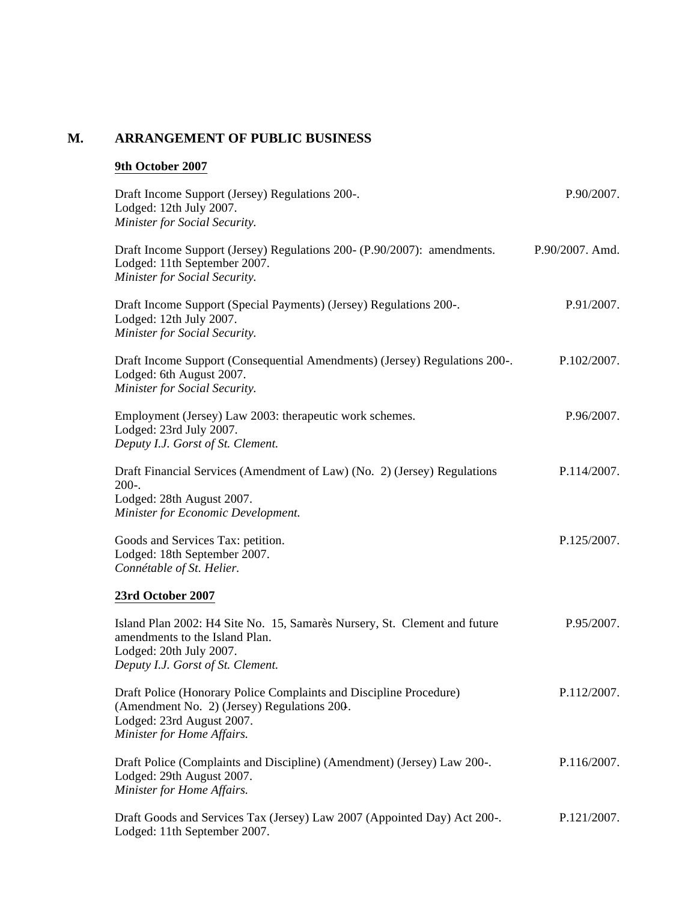## M. ARRANGEMENT OF PUBLIC BUSINESS

**9th October 2007**

Draft Income Support (Jersey) Regulations 200-. P.90/2007.
Lodged: 12th July 2007.
*Minister for Social Security.*

Draft Income Support (Jersey) Regulations 200- (P.90/2007): amendments. P.90/2007. Amd.
Lodged: 11th September 2007.
*Minister for Social Security.*

Draft Income Support (Special Payments) (Jersey) Regulations 200-. P.91/2007.
Lodged: 12th July 2007.
*Minister for Social Security.*

Draft Income Support (Consequential Amendments) (Jersey) Regulations 200-. P.102/2007.
Lodged: 6th August 2007.
*Minister for Social Security.*

Employment (Jersey) Law 2003: therapeutic work schemes. P.96/2007.
Lodged: 23rd July 2007.
*Deputy I.J. Gorst of St. Clement.*

Draft Financial Services (Amendment of Law) (No. 2) (Jersey) Regulations 200-. P.114/2007.
Lodged: 28th August 2007.
*Minister for Economic Development.*

Goods and Services Tax: petition. P.125/2007.
Lodged: 18th September 2007.
*Connétable of St. Helier.*

**23rd October 2007**

Island Plan 2002: H4 Site No. 15, Samarès Nursery, St. Clement and future amendments to the Island Plan. P.95/2007.
Lodged: 20th July 2007.
*Deputy I.J. Gorst of St. Clement.*

Draft Police (Honorary Police Complaints and Discipline Procedure) (Amendment No. 2) (Jersey) Regulations 200-. P.112/2007.
Lodged: 23rd August 2007.
*Minister for Home Affairs.*

Draft Police (Complaints and Discipline) (Amendment) (Jersey) Law 200-. P.116/2007.
Lodged: 29th August 2007.
*Minister for Home Affairs.*

Draft Goods and Services Tax (Jersey) Law 2007 (Appointed Day) Act 200-. P.121/2007.
Lodged: 11th September 2007.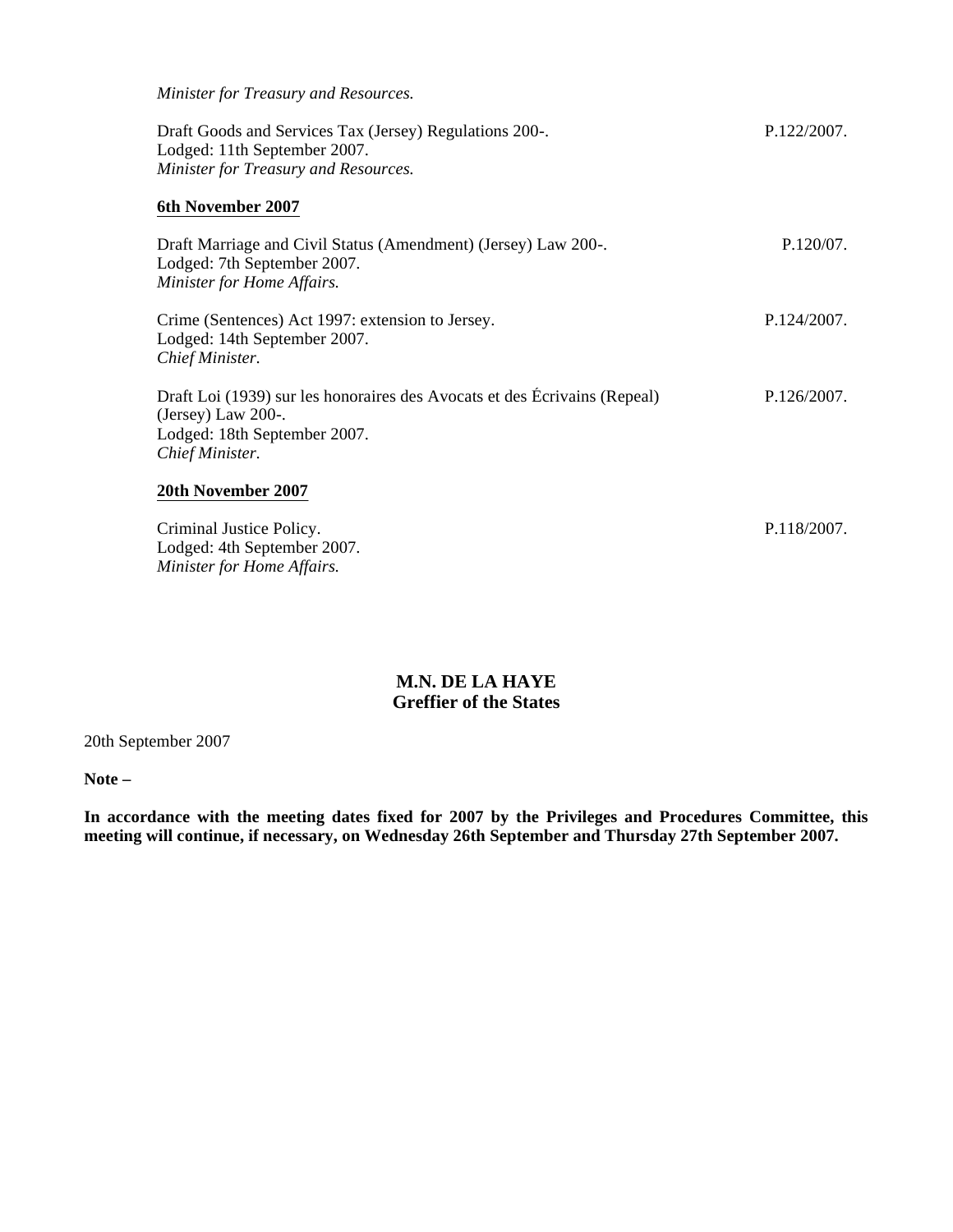*Minister for Treasury and Resources.*

Draft Goods and Services Tax (Jersey) Regulations 200-. P.122/2007.
Lodged: 11th September 2007.
*Minister for Treasury and Resources.*

**6th November 2007**

Draft Marriage and Civil Status (Amendment) (Jersey) Law 200-. P.120/07.
Lodged: 7th September 2007.
*Minister for Home Affairs.*

Crime (Sentences) Act 1997: extension to Jersey. P.124/2007.
Lodged: 14th September 2007.
*Chief Minister.*

Draft Loi (1939) sur les honoraires des Avocats et des Écrivains (Repeal) (Jersey) Law 200-. P.126/2007.
Lodged: 18th September 2007.
*Chief Minister.*

**20th November 2007**

Criminal Justice Policy. P.118/2007.
Lodged: 4th September 2007.
*Minister for Home Affairs.*

**M.N. DE LA HAYE**
**Greffier of the States**

20th September 2007

**Note –**

**In accordance with the meeting dates fixed for 2007 by the Privileges and Procedures Committee, this meeting will continue, if necessary, on Wednesday 26th September and Thursday 27th September 2007.**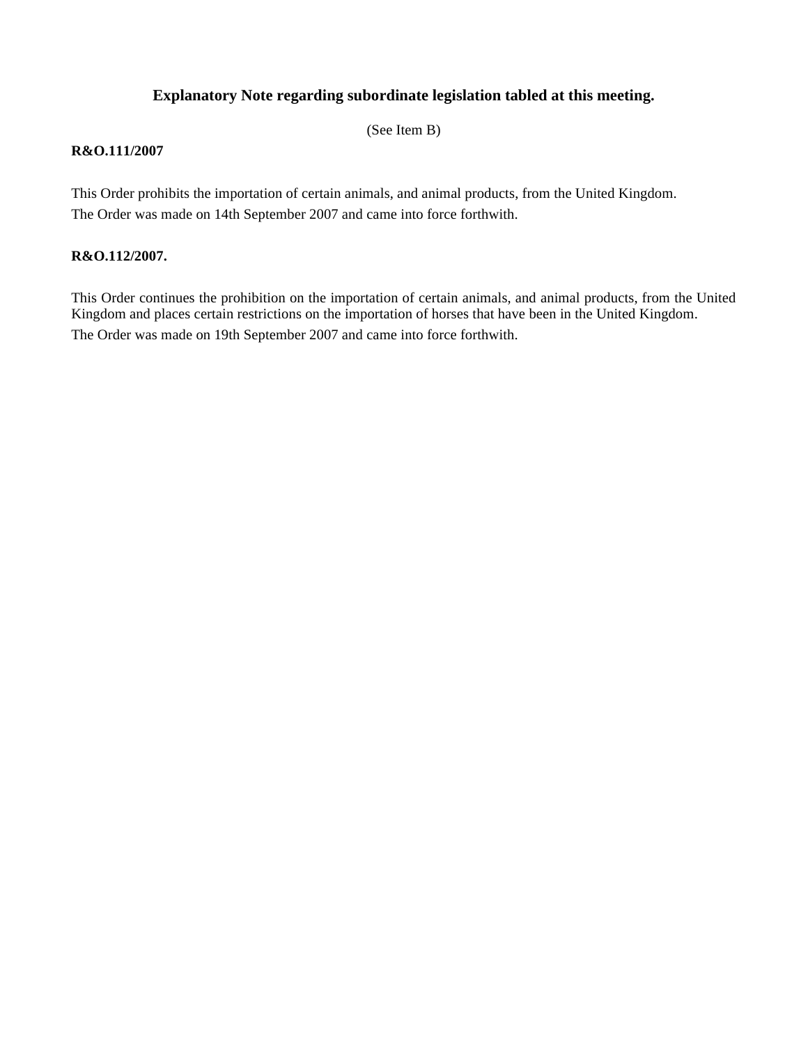## Explanatory Note regarding subordinate legislation tabled at this meeting.

(See Item B)

**R&O.111/2007**

This Order prohibits the importation of certain animals, and animal products, from the United Kingdom.

The Order was made on 14th September 2007 and came into force forthwith.

**R&O.112/2007.**

This Order continues the prohibition on the importation of certain animals, and animal products, from the United Kingdom and places certain restrictions on the importation of horses that have been in the United Kingdom.

The Order was made on 19th September 2007 and came into force forthwith.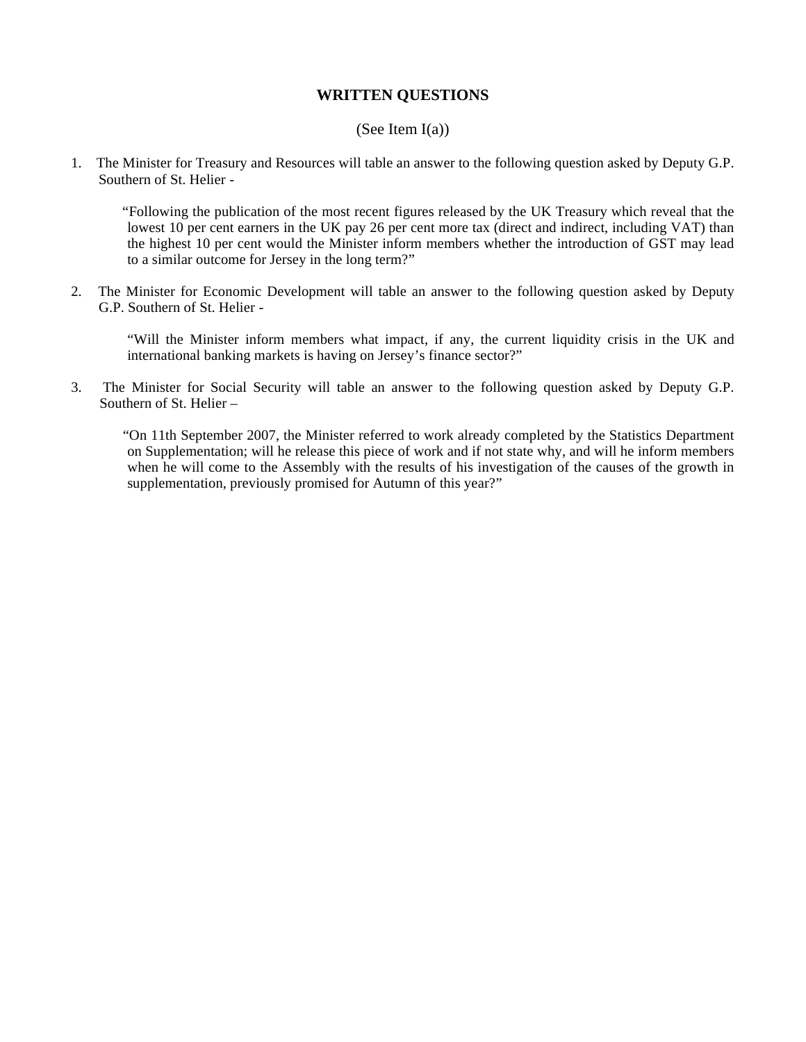## WRITTEN QUESTIONS

(See Item I(a))

1. The Minister for Treasury and Resources will table an answer to the following question asked by Deputy G.P. Southern of St. Helier -

   "Following the publication of the most recent figures released by the UK Treasury which reveal that the lowest 10 per cent earners in the UK pay 26 per cent more tax (direct and indirect, including VAT) than the highest 10 per cent would the Minister inform members whether the introduction of GST may lead to a similar outcome for Jersey in the long term?"

2. The Minister for Economic Development will table an answer to the following question asked by Deputy G.P. Southern of St. Helier -

   "Will the Minister inform members what impact, if any, the current liquidity crisis in the UK and international banking markets is having on Jersey's finance sector?"

3. The Minister for Social Security will table an answer to the following question asked by Deputy G.P. Southern of St. Helier –

   "On 11th September 2007, the Minister referred to work already completed by the Statistics Department on Supplementation; will he release this piece of work and if not state why, and will he inform members when he will come to the Assembly with the results of his investigation of the causes of the growth in supplementation, previously promised for Autumn of this year?"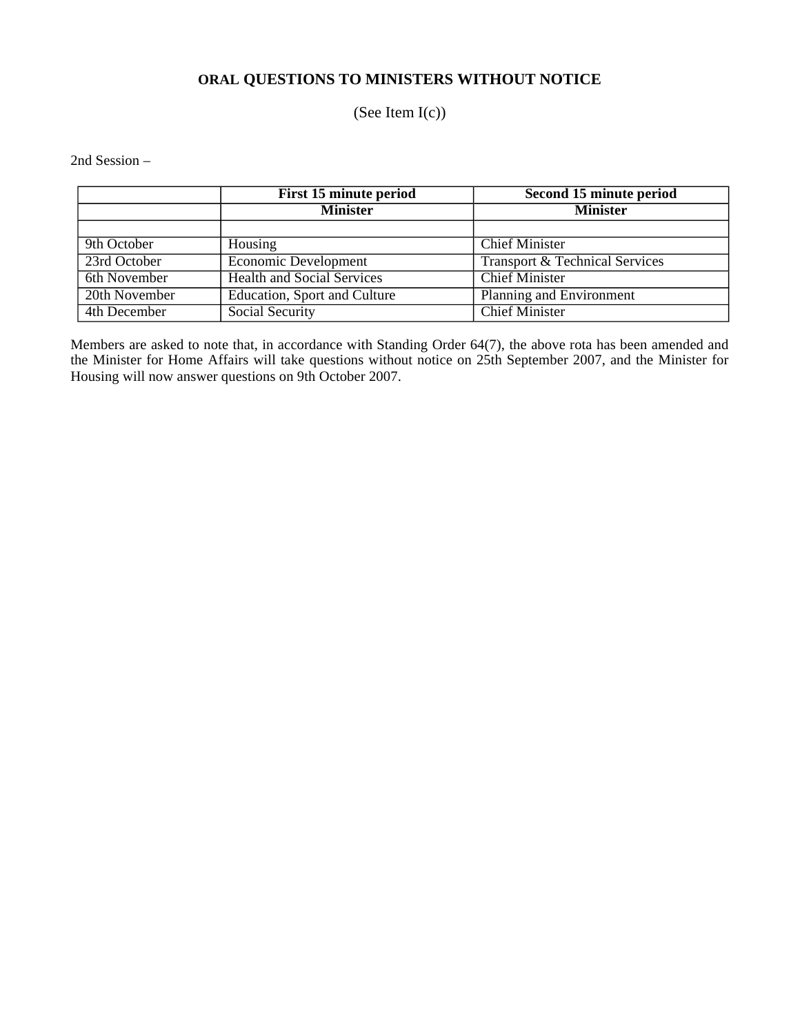**ORAL QUESTIONS TO MINISTERS WITHOUT NOTICE**

(See Item I(c))

2nd Session –

| | First 15 minute period | Second 15 minute period |
|---|---|---|
| | **Minister** | **Minister** |
| | | |
| 9th October | Housing | Chief Minister |
| 23rd October | Economic Development | Transport & Technical Services |
| 6th November | Health and Social Services | Chief Minister |
| 20th November | Education, Sport and Culture | Planning and Environment |
| 4th December | Social Security | Chief Minister |

Members are asked to note that, in accordance with Standing Order 64(7), the above rota has been amended and the Minister for Home Affairs will take questions without notice on 25th September 2007, and the Minister for Housing will now answer questions on 9th October 2007.